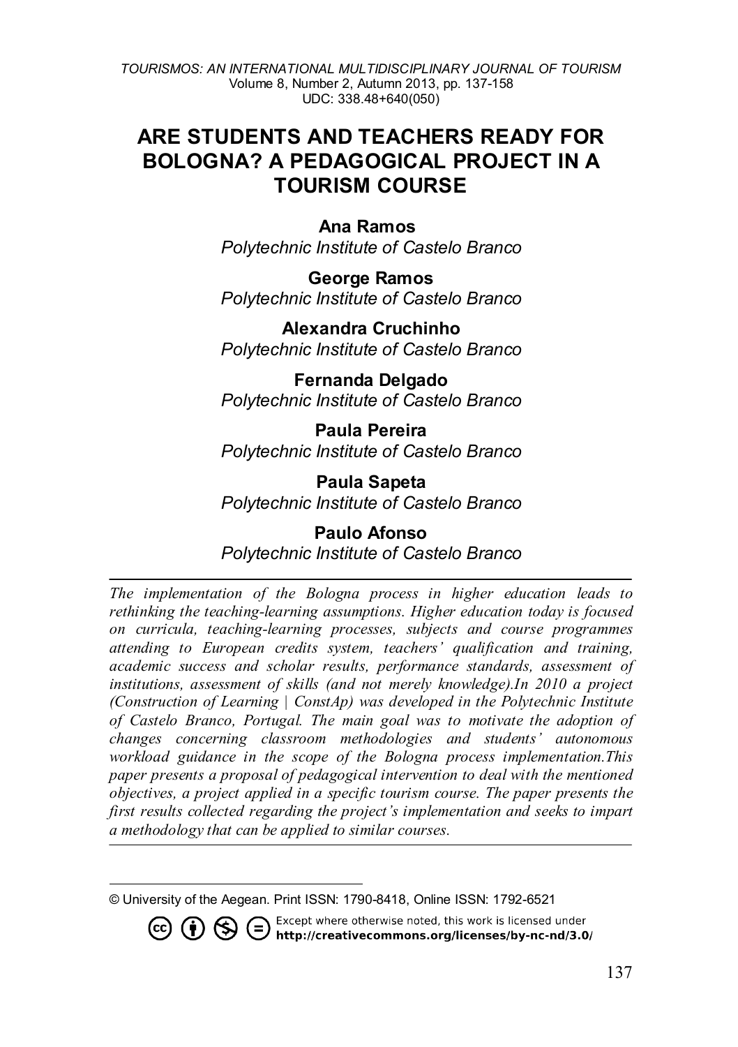# ARE STUDENTS AND TEACHERS READY FOR BOLOGNA? A PEDAGOGICAL PROJECT IN A TOURISM COURSE

**Ana Ramos**
*Polytechnic Institute of Castelo Branco*

**George Ramos**
*Polytechnic Institute of Castelo Branco*

**Alexandra Cruchinho**
*Polytechnic Institute of Castelo Branco*

**Fernanda Delgado**
*Polytechnic Institute of Castelo Branco*

**Paula Pereira**
*Polytechnic Institute of Castelo Branco*

**Paula Sapeta**
*Polytechnic Institute of Castelo Branco*

**Paulo Afonso**
*Polytechnic Institute of Castelo Branco*

---

*The implementation of the Bologna process in higher education leads to rethinking the teaching-learning assumptions. Higher education today is focused on curricula, teaching-learning processes, subjects and course programmes attending to European credits system, teachers' qualification and training, academic success and scholar results, performance standards, assessment of institutions, assessment of skills (and not merely knowledge).In 2010 a project (Construction of Learning | ConstAp) was developed in the Polytechnic Institute of Castelo Branco, Portugal. The main goal was to motivate the adoption of changes concerning classroom methodologies and students' autonomous workload guidance in the scope of the Bologna process implementation.This paper presents a proposal of pedagogical intervention to deal with the mentioned objectives, a project applied in a specific tourism course. The paper presents the first results collected regarding the project's implementation and seeks to impart a methodology that can be applied to similar courses.*

---

© University of the Aegean. Print ISSN: 1790-8418, Online ISSN: 1792-6521

Except where otherwise noted, this work is licensed under **http://creativecommons.org/licenses/by-nc-nd/3.0/**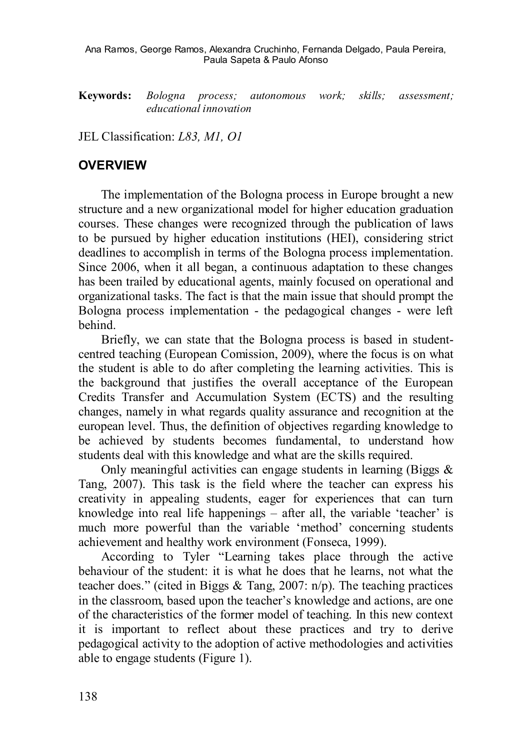**Keywords:** *Bologna process; autonomous work; skills; assessment; educational innovation*

JEL Classification: *L83, M1, O1*

## OVERVIEW

The implementation of the Bologna process in Europe brought a new structure and a new organizational model for higher education graduation courses. These changes were recognized through the publication of laws to be pursued by higher education institutions (HEI), considering strict deadlines to accomplish in terms of the Bologna process implementation. Since 2006, when it all began, a continuous adaptation to these changes has been trailed by educational agents, mainly focused on operational and organizational tasks. The fact is that the main issue that should prompt the Bologna process implementation - the pedagogical changes - were left behind.

Briefly, we can state that the Bologna process is based in student-centred teaching (European Comission, 2009), where the focus is on what the student is able to do after completing the learning activities. This is the background that justifies the overall acceptance of the European Credits Transfer and Accumulation System (ECTS) and the resulting changes, namely in what regards quality assurance and recognition at the european level. Thus, the definition of objectives regarding knowledge to be achieved by students becomes fundamental, to understand how students deal with this knowledge and what are the skills required.

Only meaningful activities can engage students in learning (Biggs & Tang, 2007). This task is the field where the teacher can express his creativity in appealing students, eager for experiences that can turn knowledge into real life happenings – after all, the variable 'teacher' is much more powerful than the variable 'method' concerning students achievement and healthy work environment (Fonseca, 1999).

According to Tyler "Learning takes place through the active behaviour of the student: it is what he does that he learns, not what the teacher does." (cited in Biggs & Tang, 2007: n/p). The teaching practices in the classroom, based upon the teacher's knowledge and actions, are one of the characteristics of the former model of teaching. In this new context it is important to reflect about these practices and try to derive pedagogical activity to the adoption of active methodologies and activities able to engage students (Figure 1).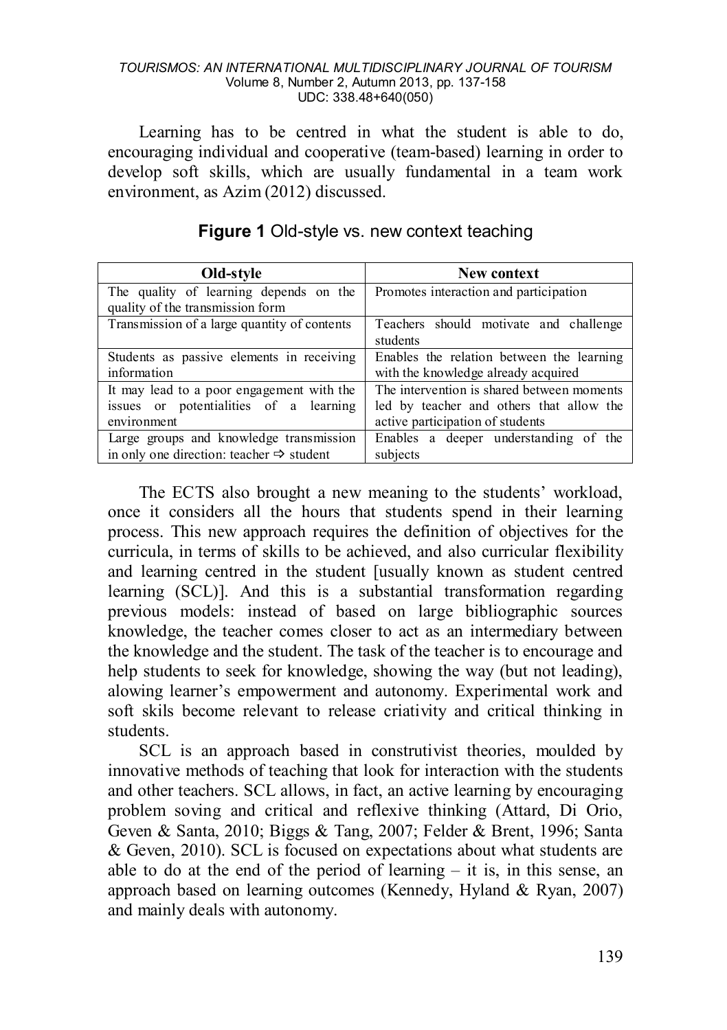Learning has to be centred in what the student is able to do, encouraging individual and cooperative (team-based) learning in order to develop soft skills, which are usually fundamental in a team work environment, as Azim (2012) discussed.

**Figure 1** Old-style vs. new context teaching

| Old-style | New context |
|---|---|
| The quality of learning depends on the quality of the transmission form | Promotes interaction and participation |
| Transmission of a large quantity of contents | Teachers should motivate and challenge students |
| Students as passive elements in receiving information | Enables the relation between the learning with the knowledge already acquired |
| It may lead to a poor engagement with the issues or potentialities of a learning environment | The intervention is shared between moments led by teacher and others that allow the active participation of students |
| Large groups and knowledge transmission in only one direction: teacher ⇨ student | Enables a deeper understanding of the subjects |

The ECTS also brought a new meaning to the students' workload, once it considers all the hours that students spend in their learning process. This new approach requires the definition of objectives for the curricula, in terms of skills to be achieved, and also curricular flexibility and learning centred in the student [usually known as student centred learning (SCL)]. And this is a substantial transformation regarding previous models: instead of based on large bibliographic sources knowledge, the teacher comes closer to act as an intermediary between the knowledge and the student. The task of the teacher is to encourage and help students to seek for knowledge, showing the way (but not leading), alowing learner's empowerment and autonomy. Experimental work and soft skils become relevant to release criativity and critical thinking in students.

SCL is an approach based in construtivist theories, moulded by innovative methods of teaching that look for interaction with the students and other teachers. SCL allows, in fact, an active learning by encouraging problem soving and critical and reflexive thinking (Attard, Di Orio, Geven & Santa, 2010; Biggs & Tang, 2007; Felder & Brent, 1996; Santa & Geven, 2010). SCL is focused on expectations about what students are able to do at the end of the period of learning – it is, in this sense, an approach based on learning outcomes (Kennedy, Hyland & Ryan, 2007) and mainly deals with autonomy.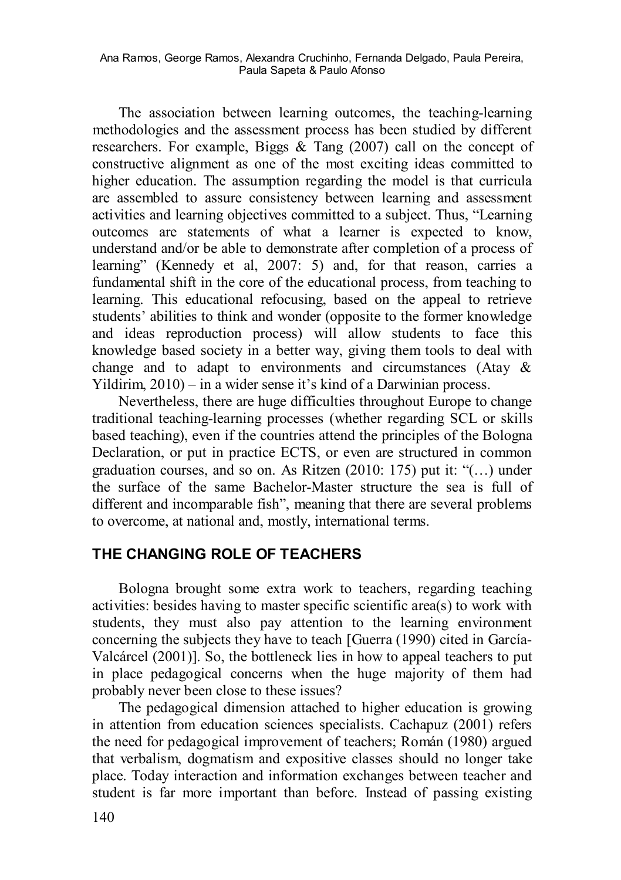The association between learning outcomes, the teaching-learning methodologies and the assessment process has been studied by different researchers. For example, Biggs & Tang (2007) call on the concept of constructive alignment as one of the most exciting ideas committed to higher education. The assumption regarding the model is that curricula are assembled to assure consistency between learning and assessment activities and learning objectives committed to a subject. Thus, "Learning outcomes are statements of what a learner is expected to know, understand and/or be able to demonstrate after completion of a process of learning" (Kennedy et al, 2007: 5) and, for that reason, carries a fundamental shift in the core of the educational process, from teaching to learning. This educational refocusing, based on the appeal to retrieve students' abilities to think and wonder (opposite to the former knowledge and ideas reproduction process) will allow students to face this knowledge based society in a better way, giving them tools to deal with change and to adapt to environments and circumstances (Atay & Yildirim, 2010) – in a wider sense it's kind of a Darwinian process.

Nevertheless, there are huge difficulties throughout Europe to change traditional teaching-learning processes (whether regarding SCL or skills based teaching), even if the countries attend the principles of the Bologna Declaration, or put in practice ECTS, or even are structured in common graduation courses, and so on. As Ritzen (2010: 175) put it: "(…) under the surface of the same Bachelor-Master structure the sea is full of different and incomparable fish", meaning that there are several problems to overcome, at national and, mostly, international terms.

## THE CHANGING ROLE OF TEACHERS

Bologna brought some extra work to teachers, regarding teaching activities: besides having to master specific scientific area(s) to work with students, they must also pay attention to the learning environment concerning the subjects they have to teach [Guerra (1990) cited in García-Valcárcel (2001)]. So, the bottleneck lies in how to appeal teachers to put in place pedagogical concerns when the huge majority of them had probably never been close to these issues?

The pedagogical dimension attached to higher education is growing in attention from education sciences specialists. Cachapuz (2001) refers the need for pedagogical improvement of teachers; Román (1980) argued that verbalism, dogmatism and expositive classes should no longer take place. Today interaction and information exchanges between teacher and student is far more important than before. Instead of passing existing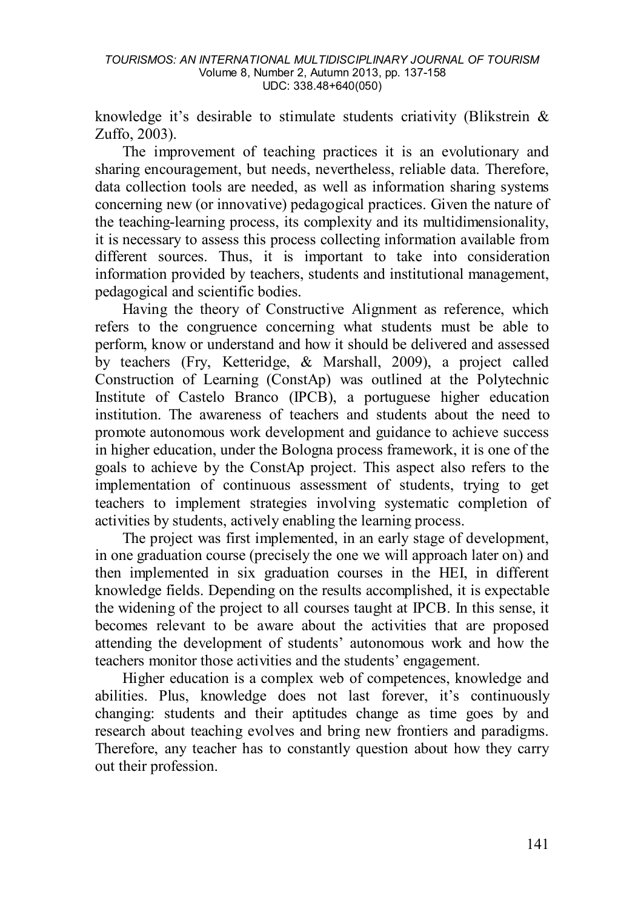knowledge it's desirable to stimulate students criativity (Blikstrein & Zuffo, 2003).

The improvement of teaching practices it is an evolutionary and sharing encouragement, but needs, nevertheless, reliable data. Therefore, data collection tools are needed, as well as information sharing systems concerning new (or innovative) pedagogical practices. Given the nature of the teaching-learning process, its complexity and its multidimensionality, it is necessary to assess this process collecting information available from different sources. Thus, it is important to take into consideration information provided by teachers, students and institutional management, pedagogical and scientific bodies.

Having the theory of Constructive Alignment as reference, which refers to the congruence concerning what students must be able to perform, know or understand and how it should be delivered and assessed by teachers (Fry, Ketteridge, & Marshall, 2009), a project called Construction of Learning (ConstAp) was outlined at the Polytechnic Institute of Castelo Branco (IPCB), a portuguese higher education institution. The awareness of teachers and students about the need to promote autonomous work development and guidance to achieve success in higher education, under the Bologna process framework, it is one of the goals to achieve by the ConstAp project. This aspect also refers to the implementation of continuous assessment of students, trying to get teachers to implement strategies involving systematic completion of activities by students, actively enabling the learning process.

The project was first implemented, in an early stage of development, in one graduation course (precisely the one we will approach later on) and then implemented in six graduation courses in the HEI, in different knowledge fields. Depending on the results accomplished, it is expectable the widening of the project to all courses taught at IPCB. In this sense, it becomes relevant to be aware about the activities that are proposed attending the development of students' autonomous work and how the teachers monitor those activities and the students' engagement.

Higher education is a complex web of competences, knowledge and abilities. Plus, knowledge does not last forever, it's continuously changing: students and their aptitudes change as time goes by and research about teaching evolves and bring new frontiers and paradigms. Therefore, any teacher has to constantly question about how they carry out their profession.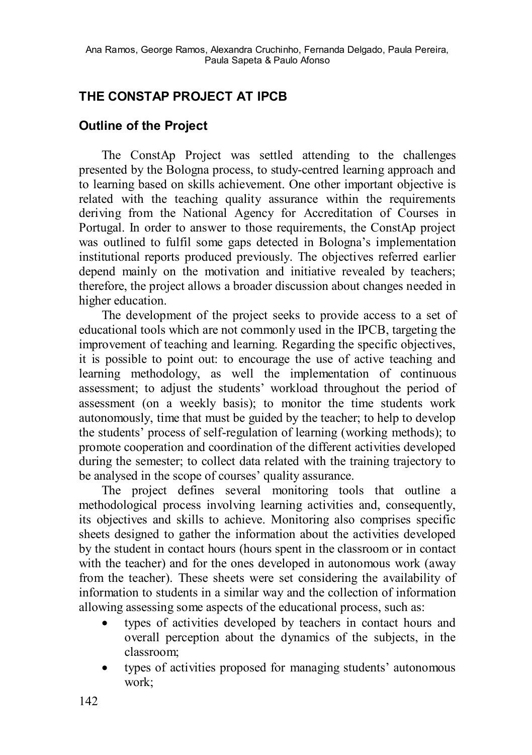## THE CONSTAP PROJECT AT IPCB

### Outline of the Project

The ConstAp Project was settled attending to the challenges presented by the Bologna process, to study-centred learning approach and to learning based on skills achievement. One other important objective is related with the teaching quality assurance within the requirements deriving from the National Agency for Accreditation of Courses in Portugal. In order to answer to those requirements, the ConstAp project was outlined to fulfil some gaps detected in Bologna's implementation institutional reports produced previously. The objectives referred earlier depend mainly on the motivation and initiative revealed by teachers; therefore, the project allows a broader discussion about changes needed in higher education.

The development of the project seeks to provide access to a set of educational tools which are not commonly used in the IPCB, targeting the improvement of teaching and learning. Regarding the specific objectives, it is possible to point out: to encourage the use of active teaching and learning methodology, as well the implementation of continuous assessment; to adjust the students' workload throughout the period of assessment (on a weekly basis); to monitor the time students work autonomously, time that must be guided by the teacher; to help to develop the students' process of self-regulation of learning (working methods); to promote cooperation and coordination of the different activities developed during the semester; to collect data related with the training trajectory to be analysed in the scope of courses' quality assurance.

The project defines several monitoring tools that outline a methodological process involving learning activities and, consequently, its objectives and skills to achieve. Monitoring also comprises specific sheets designed to gather the information about the activities developed by the student in contact hours (hours spent in the classroom or in contact with the teacher) and for the ones developed in autonomous work (away from the teacher). These sheets were set considering the availability of information to students in a similar way and the collection of information allowing assessing some aspects of the educational process, such as:

- types of activities developed by teachers in contact hours and overall perception about the dynamics of the subjects, in the classroom;
- types of activities proposed for managing students' autonomous work;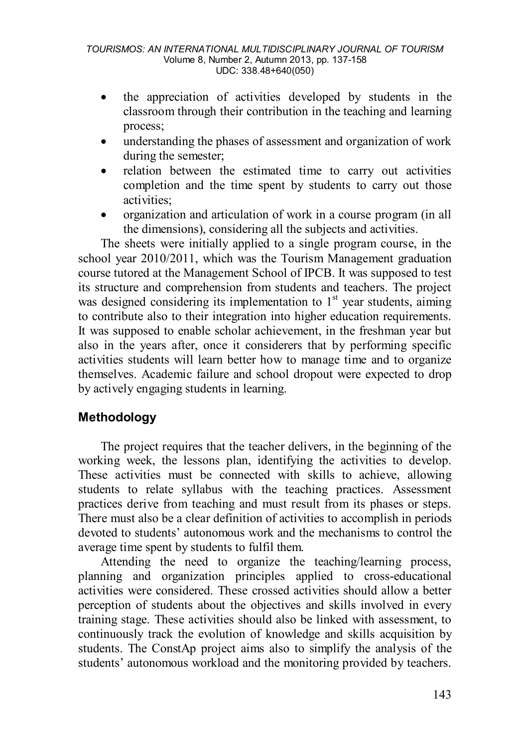- the appreciation of activities developed by students in the classroom through their contribution in the teaching and learning process;
- understanding the phases of assessment and organization of work during the semester;
- relation between the estimated time to carry out activities completion and the time spent by students to carry out those activities;
- organization and articulation of work in a course program (in all the dimensions), considering all the subjects and activities.

The sheets were initially applied to a single program course, in the school year 2010/2011, which was the Tourism Management graduation course tutored at the Management School of IPCB. It was supposed to test its structure and comprehension from students and teachers. The project was designed considering its implementation to 1st year students, aiming to contribute also to their integration into higher education requirements. It was supposed to enable scholar achievement, in the freshman year but also in the years after, once it considerers that by performing specific activities students will learn better how to manage time and to organize themselves. Academic failure and school dropout were expected to drop by actively engaging students in learning.

## Methodology

The project requires that the teacher delivers, in the beginning of the working week, the lessons plan, identifying the activities to develop. These activities must be connected with skills to achieve, allowing students to relate syllabus with the teaching practices. Assessment practices derive from teaching and must result from its phases or steps. There must also be a clear definition of activities to accomplish in periods devoted to students' autonomous work and the mechanisms to control the average time spent by students to fulfil them.

Attending the need to organize the teaching/learning process, planning and organization principles applied to cross-educational activities were considered. These crossed activities should allow a better perception of students about the objectives and skills involved in every training stage. These activities should also be linked with assessment, to continuously track the evolution of knowledge and skills acquisition by students. The ConstAp project aims also to simplify the analysis of the students' autonomous workload and the monitoring provided by teachers.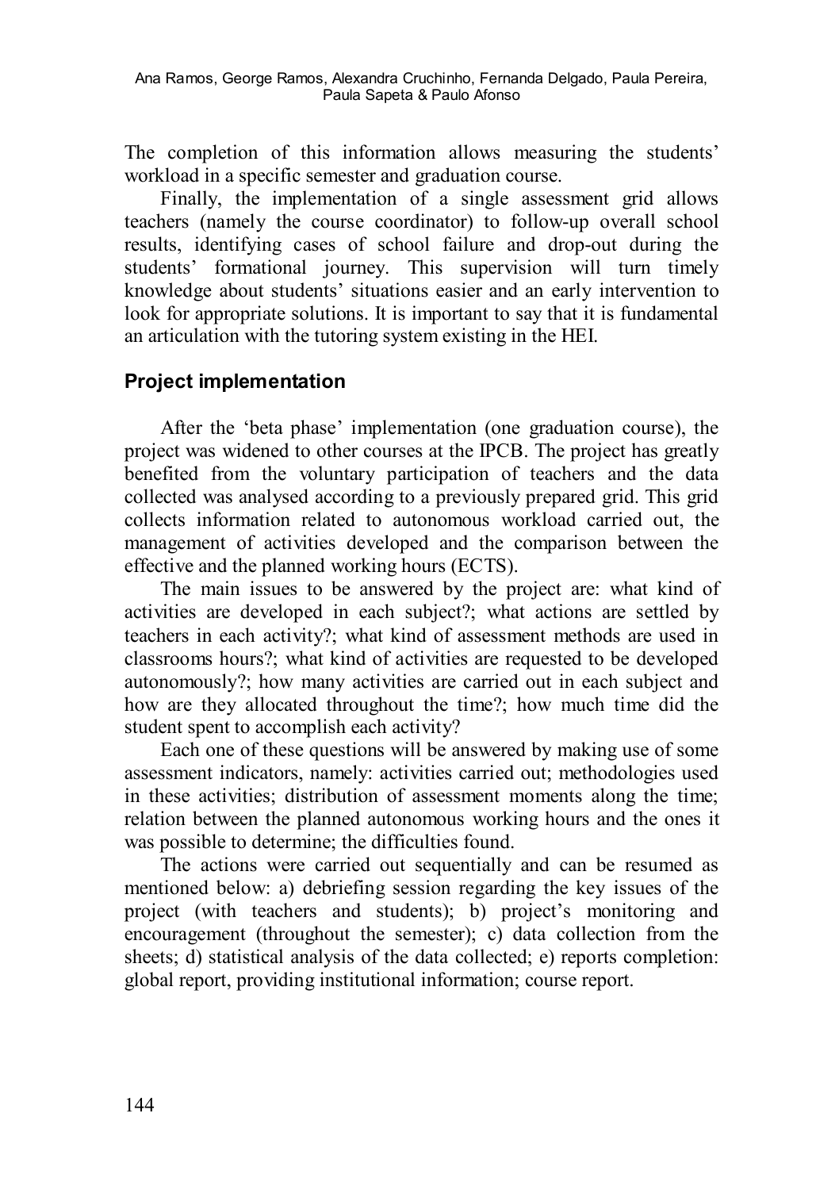The completion of this information allows measuring the students' workload in a specific semester and graduation course.

Finally, the implementation of a single assessment grid allows teachers (namely the course coordinator) to follow-up overall school results, identifying cases of school failure and drop-out during the students' formational journey. This supervision will turn timely knowledge about students' situations easier and an early intervention to look for appropriate solutions. It is important to say that it is fundamental an articulation with the tutoring system existing in the HEI.

## Project implementation

After the 'beta phase' implementation (one graduation course), the project was widened to other courses at the IPCB. The project has greatly benefited from the voluntary participation of teachers and the data collected was analysed according to a previously prepared grid. This grid collects information related to autonomous workload carried out, the management of activities developed and the comparison between the effective and the planned working hours (ECTS).

The main issues to be answered by the project are: what kind of activities are developed in each subject?; what actions are settled by teachers in each activity?; what kind of assessment methods are used in classrooms hours?; what kind of activities are requested to be developed autonomously?; how many activities are carried out in each subject and how are they allocated throughout the time?; how much time did the student spent to accomplish each activity?

Each one of these questions will be answered by making use of some assessment indicators, namely: activities carried out; methodologies used in these activities; distribution of assessment moments along the time; relation between the planned autonomous working hours and the ones it was possible to determine; the difficulties found.

The actions were carried out sequentially and can be resumed as mentioned below: a) debriefing session regarding the key issues of the project (with teachers and students); b) project's monitoring and encouragement (throughout the semester); c) data collection from the sheets; d) statistical analysis of the data collected; e) reports completion: global report, providing institutional information; course report.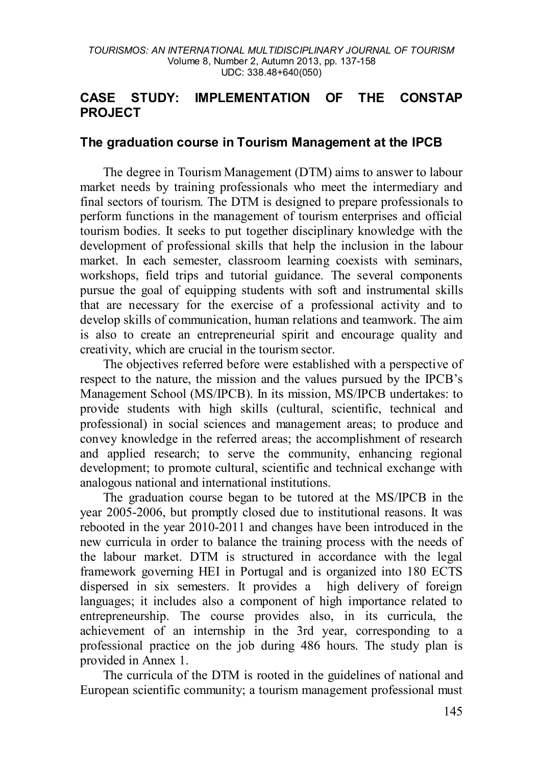## CASE STUDY: IMPLEMENTATION OF THE CONSTAP PROJECT

### The graduation course in Tourism Management at the IPCB

The degree in Tourism Management (DTM) aims to answer to labour market needs by training professionals who meet the intermediary and final sectors of tourism. The DTM is designed to prepare professionals to perform functions in the management of tourism enterprises and official tourism bodies. It seeks to put together disciplinary knowledge with the development of professional skills that help the inclusion in the labour market. In each semester, classroom learning coexists with seminars, workshops, field trips and tutorial guidance. The several components pursue the goal of equipping students with soft and instrumental skills that are necessary for the exercise of a professional activity and to develop skills of communication, human relations and teamwork. The aim is also to create an entrepreneurial spirit and encourage quality and creativity, which are crucial in the tourism sector.

The objectives referred before were established with a perspective of respect to the nature, the mission and the values pursued by the IPCB's Management School (MS/IPCB). In its mission, MS/IPCB undertakes: to provide students with high skills (cultural, scientific, technical and professional) in social sciences and management areas; to produce and convey knowledge in the referred areas; the accomplishment of research and applied research; to serve the community, enhancing regional development; to promote cultural, scientific and technical exchange with analogous national and international institutions.

The graduation course began to be tutored at the MS/IPCB in the year 2005-2006, but promptly closed due to institutional reasons. It was rebooted in the year 2010-2011 and changes have been introduced in the new curricula in order to balance the training process with the needs of the labour market. DTM is structured in accordance with the legal framework governing HEI in Portugal and is organized into 180 ECTS dispersed in six semesters. It provides a high delivery of foreign languages; it includes also a component of high importance related to entrepreneurship. The course provides also, in its curricula, the achievement of an internship in the 3rd year, corresponding to a professional practice on the job during 486 hours. The study plan is provided in Annex 1.

The curricula of the DTM is rooted in the guidelines of national and European scientific community; a tourism management professional must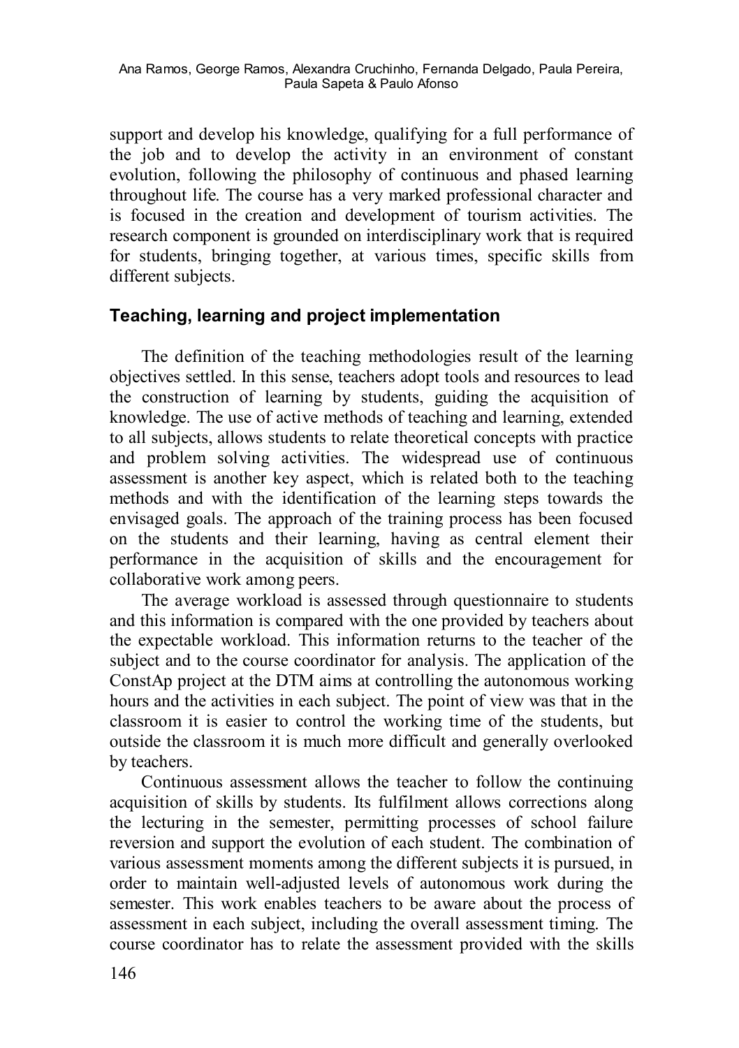support and develop his knowledge, qualifying for a full performance of the job and to develop the activity in an environment of constant evolution, following the philosophy of continuous and phased learning throughout life. The course has a very marked professional character and is focused in the creation and development of tourism activities. The research component is grounded on interdisciplinary work that is required for students, bringing together, at various times, specific skills from different subjects.

## Teaching, learning and project implementation

The definition of the teaching methodologies result of the learning objectives settled. In this sense, teachers adopt tools and resources to lead the construction of learning by students, guiding the acquisition of knowledge. The use of active methods of teaching and learning, extended to all subjects, allows students to relate theoretical concepts with practice and problem solving activities. The widespread use of continuous assessment is another key aspect, which is related both to the teaching methods and with the identification of the learning steps towards the envisaged goals. The approach of the training process has been focused on the students and their learning, having as central element their performance in the acquisition of skills and the encouragement for collaborative work among peers.

The average workload is assessed through questionnaire to students and this information is compared with the one provided by teachers about the expectable workload. This information returns to the teacher of the subject and to the course coordinator for analysis. The application of the ConstAp project at the DTM aims at controlling the autonomous working hours and the activities in each subject. The point of view was that in the classroom it is easier to control the working time of the students, but outside the classroom it is much more difficult and generally overlooked by teachers.

Continuous assessment allows the teacher to follow the continuing acquisition of skills by students. Its fulfilment allows corrections along the lecturing in the semester, permitting processes of school failure reversion and support the evolution of each student. The combination of various assessment moments among the different subjects it is pursued, in order to maintain well-adjusted levels of autonomous work during the semester. This work enables teachers to be aware about the process of assessment in each subject, including the overall assessment timing. The course coordinator has to relate the assessment provided with the skills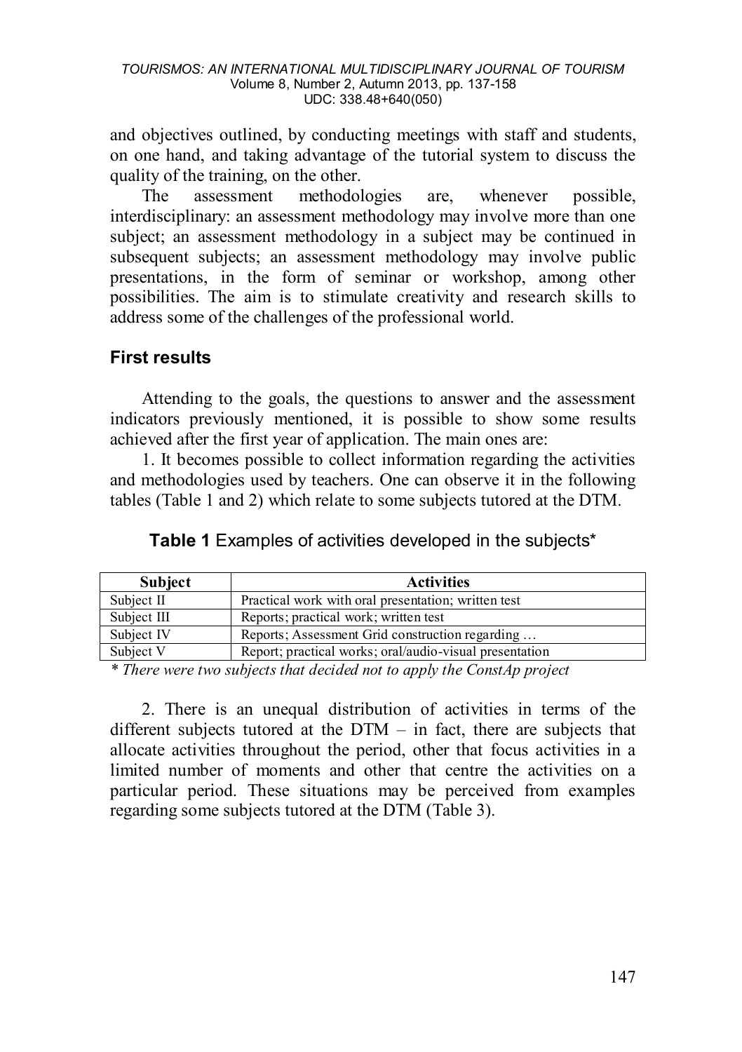and objectives outlined, by conducting meetings with staff and students, on one hand, and taking advantage of the tutorial system to discuss the quality of the training, on the other.

The assessment methodologies are, whenever possible, interdisciplinary: an assessment methodology may involve more than one subject; an assessment methodology in a subject may be continued in subsequent subjects; an assessment methodology may involve public presentations, in the form of seminar or workshop, among other possibilities. The aim is to stimulate creativity and research skills to address some of the challenges of the professional world.

## First results

Attending to the goals, the questions to answer and the assessment indicators previously mentioned, it is possible to show some results achieved after the first year of application. The main ones are:

1. It becomes possible to collect information regarding the activities and methodologies used by teachers. One can observe it in the following tables (Table 1 and 2) which relate to some subjects tutored at the DTM.

**Table 1** Examples of activities developed in the subjects*

| Subject | Activities |
|---|---|
| Subject II | Practical work with oral presentation; written test |
| Subject III | Reports; practical work; written test |
| Subject IV | Reports; Assessment Grid construction regarding … |
| Subject V | Report; practical works; oral/audio-visual presentation |

*\* There were two subjects that decided not to apply the ConstAp project*

2. There is an unequal distribution of activities in terms of the different subjects tutored at the DTM – in fact, there are subjects that allocate activities throughout the period, other that focus activities in a limited number of moments and other that centre the activities on a particular period. These situations may be perceived from examples regarding some subjects tutored at the DTM (Table 3).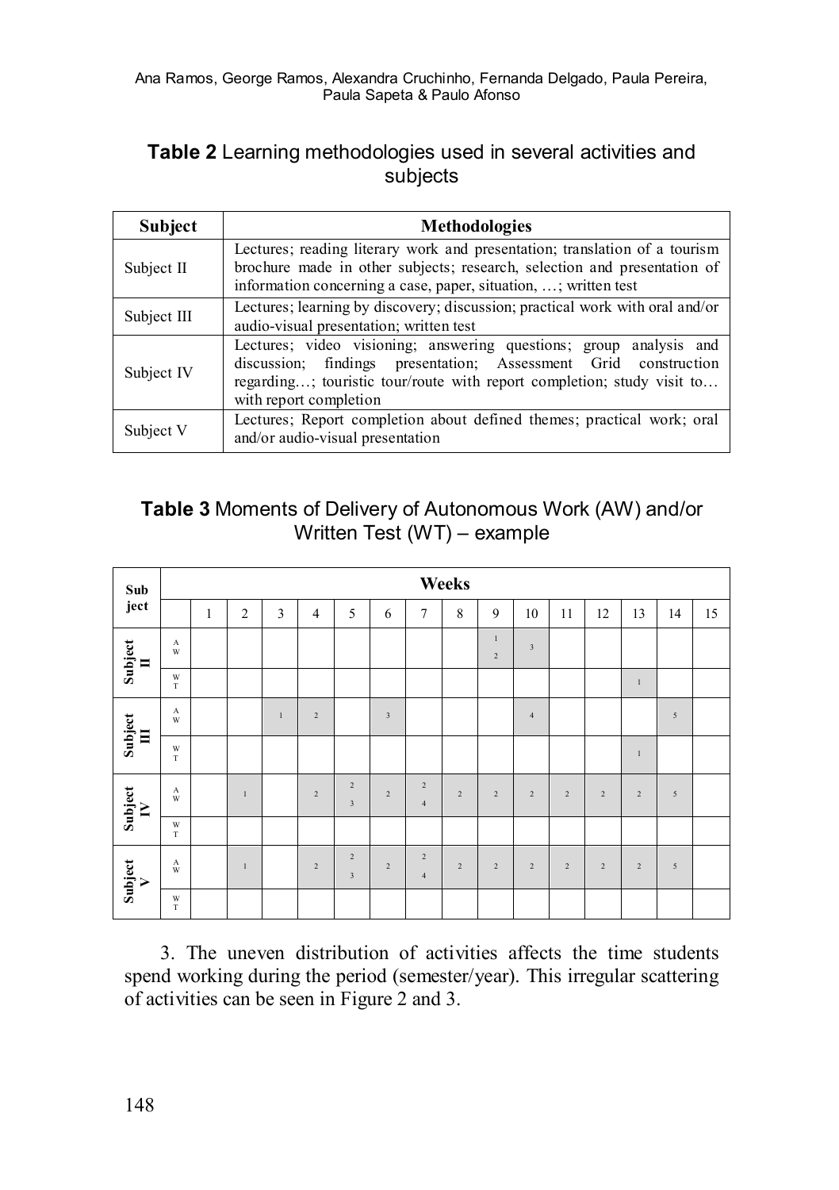**Table 2** Learning methodologies used in several activities and subjects

| Subject | Methodologies |
|---|---|
| Subject II | Lectures; reading literary work and presentation; translation of a tourism brochure made in other subjects; research, selection and presentation of information concerning a case, paper, situation, …; written test |
| Subject III | Lectures; learning by discovery; discussion; practical work with oral and/or audio-visual presentation; written test |
| Subject IV | Lectures; video visioning; answering questions; group analysis and discussion; findings presentation; Assessment Grid construction regarding…; touristic tour/route with report completion; study visit to… with report completion |
| Subject V | Lectures; Report completion about defined themes; practical work; oral and/or audio-visual presentation |

**Table 3** Moments of Delivery of Autonomous Work (AW) and/or Written Test (WT) – example

| Subject | | Weeks | | | | | | | | | | | | | | |
|---|---|---|---|---|---|---|---|---|---|---|---|---|---|---|---|---|
| | | 1 | 2 | 3 | 4 | 5 | 6 | 7 | 8 | 9 | 10 | 11 | 12 | 13 | 14 | 15 |
| Subject II | AW | | | | | | | | | 1 2 | 3 | | | | | |
| | WT | | | | | | | | | | | | | 1 | | |
| Subject III | AW | | | 1 | 2 | | 3 | | | | 4 | | | | 5 | |
| | WT | | | | | | | | | | | | | 1 | | |
| Subject IV | AW | | 1 | | 2 | 2 3 | 2 | 2 4 | 2 | 2 | 2 | 2 | 2 | 2 | 5 | |
| | WT | | | | | | | | | | | | | | | |
| Subject V | AW | | 1 | | 2 | 2 3 | 2 | 2 4 | 2 | 2 | 2 | 2 | 2 | 2 | 5 | |
| | WT | | | | | | | | | | | | | | | |

3. The uneven distribution of activities affects the time students spend working during the period (semester/year). This irregular scattering of activities can be seen in Figure 2 and 3.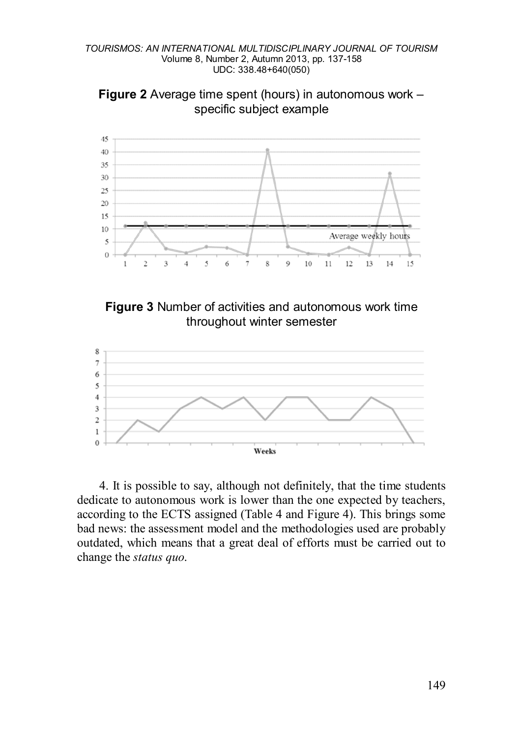**Figure 2** Average time spent (hours) in autonomous work – specific subject example

**Figure 3** Number of activities and autonomous work time throughout winter semester

4. It is possible to say, although not definitely, that the time students dedicate to autonomous work is lower than the one expected by teachers, according to the ECTS assigned (Table 4 and Figure 4). This brings some bad news: the assessment model and the methodologies used are probably outdated, which means that a great deal of efforts must be carried out to change the *status quo*.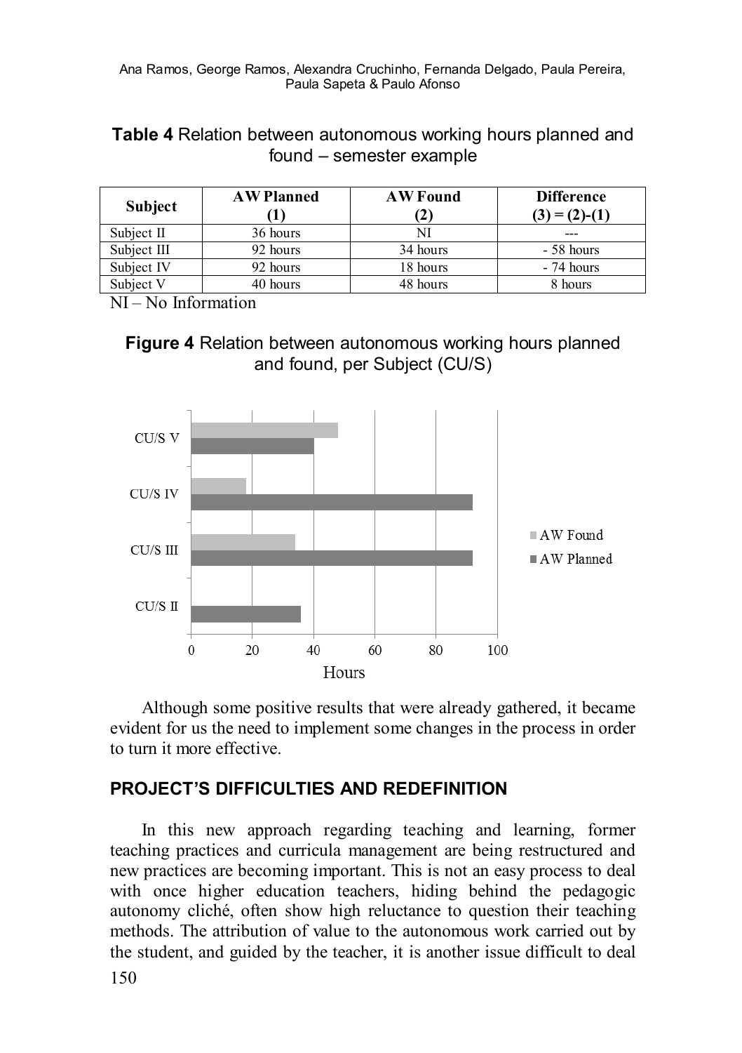**Table 4** Relation between autonomous working hours planned and found – semester example

| Subject | AW Planned (1) | AW Found (2) | Difference (3) = (2)-(1) |
|---|---|---|---|
| Subject II | 36 hours | NI | --- |
| Subject III | 92 hours | 34 hours | - 58 hours |
| Subject IV | 92 hours | 18 hours | - 74 hours |
| Subject V | 40 hours | 48 hours | 8 hours |

NI – No Information

**Figure 4** Relation between autonomous working hours planned and found, per Subject (CU/S)

Although some positive results that were already gathered, it became evident for us the need to implement some changes in the process in order to turn it more effective.

## PROJECT'S DIFFICULTIES AND REDEFINITION

In this new approach regarding teaching and learning, former teaching practices and curricula management are being restructured and new practices are becoming important. This is not an easy process to deal with once higher education teachers, hiding behind the pedagogic autonomy cliché, often show high reluctance to question their teaching methods. The attribution of value to the autonomous work carried out by the student, and guided by the teacher, it is another issue difficult to deal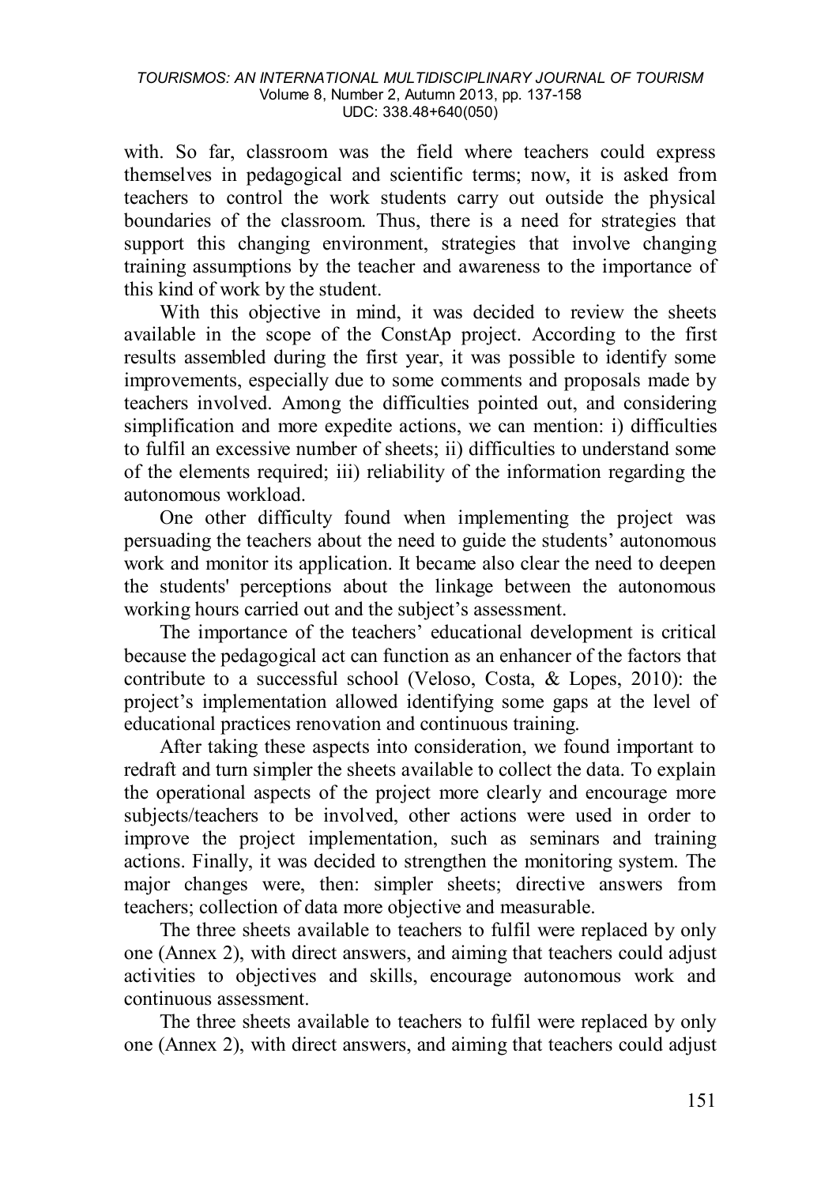with. So far, classroom was the field where teachers could express themselves in pedagogical and scientific terms; now, it is asked from teachers to control the work students carry out outside the physical boundaries of the classroom. Thus, there is a need for strategies that support this changing environment, strategies that involve changing training assumptions by the teacher and awareness to the importance of this kind of work by the student.

With this objective in mind, it was decided to review the sheets available in the scope of the ConstAp project. According to the first results assembled during the first year, it was possible to identify some improvements, especially due to some comments and proposals made by teachers involved. Among the difficulties pointed out, and considering simplification and more expedite actions, we can mention: i) difficulties to fulfil an excessive number of sheets; ii) difficulties to understand some of the elements required; iii) reliability of the information regarding the autonomous workload.

One other difficulty found when implementing the project was persuading the teachers about the need to guide the students' autonomous work and monitor its application. It became also clear the need to deepen the students' perceptions about the linkage between the autonomous working hours carried out and the subject's assessment.

The importance of the teachers' educational development is critical because the pedagogical act can function as an enhancer of the factors that contribute to a successful school (Veloso, Costa, & Lopes, 2010): the project's implementation allowed identifying some gaps at the level of educational practices renovation and continuous training.

After taking these aspects into consideration, we found important to redraft and turn simpler the sheets available to collect the data. To explain the operational aspects of the project more clearly and encourage more subjects/teachers to be involved, other actions were used in order to improve the project implementation, such as seminars and training actions. Finally, it was decided to strengthen the monitoring system. The major changes were, then: simpler sheets; directive answers from teachers; collection of data more objective and measurable.

The three sheets available to teachers to fulfil were replaced by only one (Annex 2), with direct answers, and aiming that teachers could adjust activities to objectives and skills, encourage autonomous work and continuous assessment.

The three sheets available to teachers to fulfil were replaced by only one (Annex 2), with direct answers, and aiming that teachers could adjust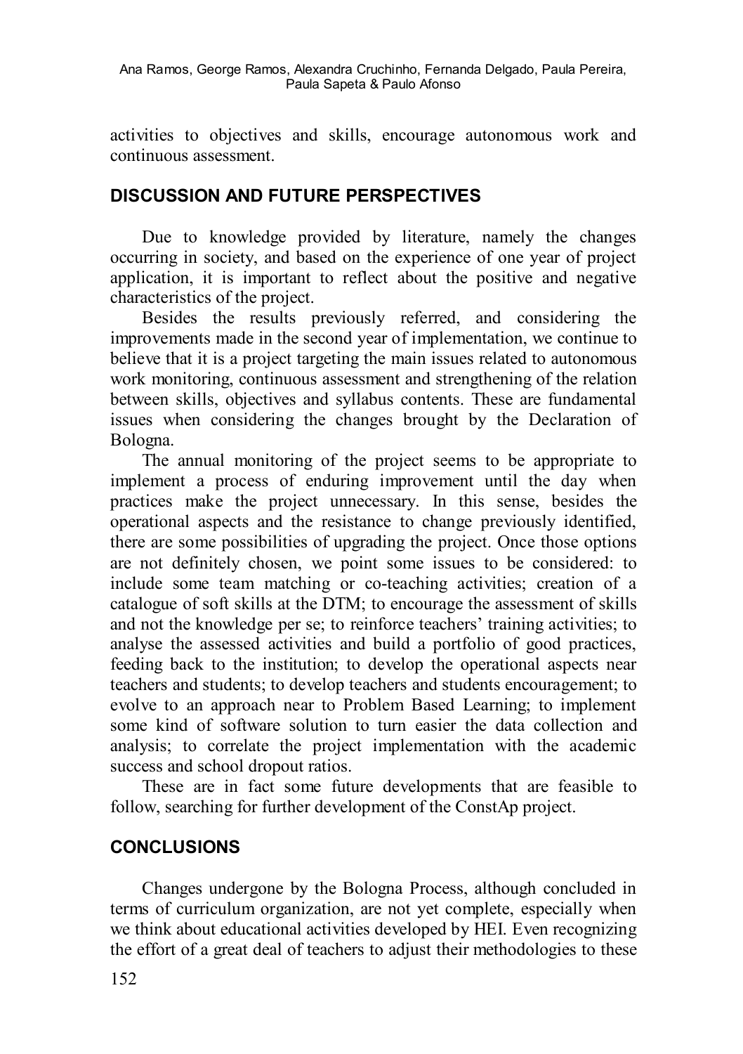activities to objectives and skills, encourage autonomous work and continuous assessment.

## DISCUSSION AND FUTURE PERSPECTIVES

Due to knowledge provided by literature, namely the changes occurring in society, and based on the experience of one year of project application, it is important to reflect about the positive and negative characteristics of the project.

Besides the results previously referred, and considering the improvements made in the second year of implementation, we continue to believe that it is a project targeting the main issues related to autonomous work monitoring, continuous assessment and strengthening of the relation between skills, objectives and syllabus contents. These are fundamental issues when considering the changes brought by the Declaration of Bologna.

The annual monitoring of the project seems to be appropriate to implement a process of enduring improvement until the day when practices make the project unnecessary. In this sense, besides the operational aspects and the resistance to change previously identified, there are some possibilities of upgrading the project. Once those options are not definitely chosen, we point some issues to be considered: to include some team matching or co-teaching activities; creation of a catalogue of soft skills at the DTM; to encourage the assessment of skills and not the knowledge per se; to reinforce teachers' training activities; to analyse the assessed activities and build a portfolio of good practices, feeding back to the institution; to develop the operational aspects near teachers and students; to develop teachers and students encouragement; to evolve to an approach near to Problem Based Learning; to implement some kind of software solution to turn easier the data collection and analysis; to correlate the project implementation with the academic success and school dropout ratios.

These are in fact some future developments that are feasible to follow, searching for further development of the ConstAp project.

## CONCLUSIONS

Changes undergone by the Bologna Process, although concluded in terms of curriculum organization, are not yet complete, especially when we think about educational activities developed by HEI. Even recognizing the effort of a great deal of teachers to adjust their methodologies to these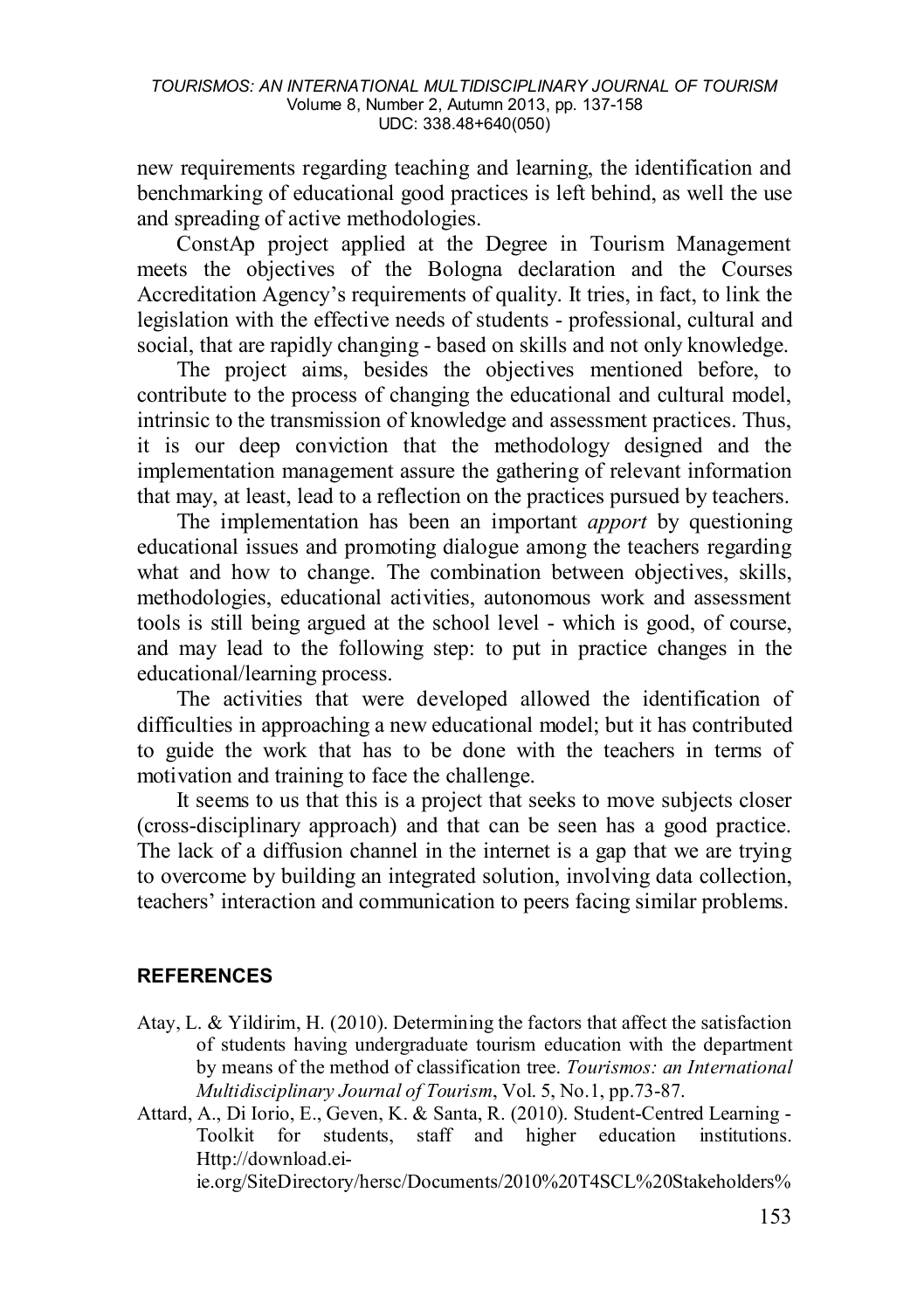new requirements regarding teaching and learning, the identification and benchmarking of educational good practices is left behind, as well the use and spreading of active methodologies.

ConstAp project applied at the Degree in Tourism Management meets the objectives of the Bologna declaration and the Courses Accreditation Agency's requirements of quality. It tries, in fact, to link the legislation with the effective needs of students - professional, cultural and social, that are rapidly changing - based on skills and not only knowledge.

The project aims, besides the objectives mentioned before, to contribute to the process of changing the educational and cultural model, intrinsic to the transmission of knowledge and assessment practices. Thus, it is our deep conviction that the methodology designed and the implementation management assure the gathering of relevant information that may, at least, lead to a reflection on the practices pursued by teachers.

The implementation has been an important *apport* by questioning educational issues and promoting dialogue among the teachers regarding what and how to change. The combination between objectives, skills, methodologies, educational activities, autonomous work and assessment tools is still being argued at the school level - which is good, of course, and may lead to the following step: to put in practice changes in the educational/learning process.

The activities that were developed allowed the identification of difficulties in approaching a new educational model; but it has contributed to guide the work that has to be done with the teachers in terms of motivation and training to face the challenge.

It seems to us that this is a project that seeks to move subjects closer (cross-disciplinary approach) and that can be seen has a good practice. The lack of a diffusion channel in the internet is a gap that we are trying to overcome by building an integrated solution, involving data collection, teachers' interaction and communication to peers facing similar problems.

## REFERENCES

Atay, L. & Yildirim, H. (2010). Determining the factors that affect the satisfaction of students having undergraduate tourism education with the department by means of the method of classification tree. *Tourismos: an International Multidisciplinary Journal of Tourism*, Vol. 5, No.1, pp.73-87.

Attard, A., Di Iorio, E., Geven, K. & Santa, R. (2010). Student-Centred Learning - Toolkit for students, staff and higher education institutions. Http://download.ei-ie.org/SiteDirectory/hersc/Documents/2010%20T4SCL%20Stakeholders%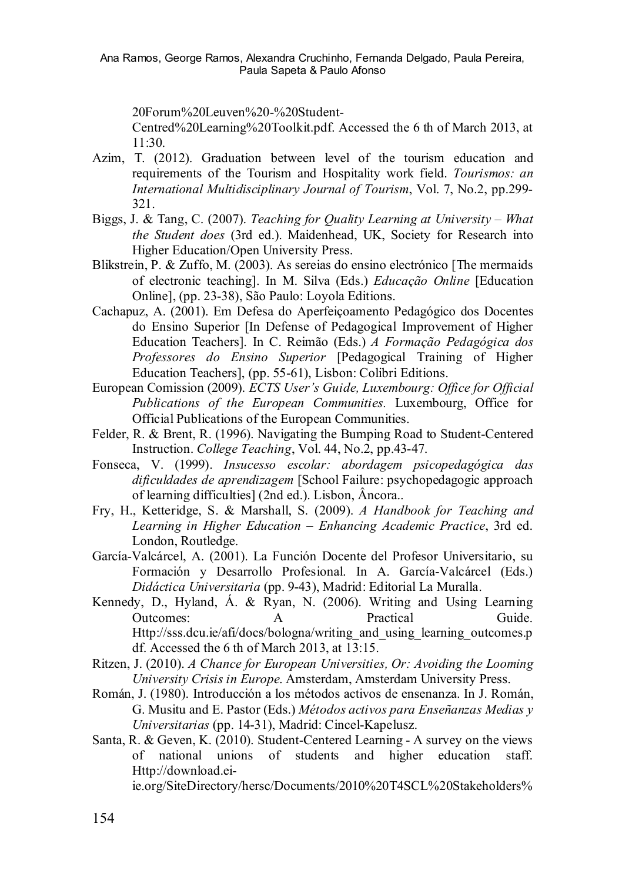20Forum%20Leuven%20-%20Student-Centred%20Learning%20Toolkit.pdf. Accessed the 6 th of March 2013, at 11:30.

Azim, T. (2012). Graduation between level of the tourism education and requirements of the Tourism and Hospitality work field. *Tourismos: an International Multidisciplinary Journal of Tourism*, Vol. 7, No.2, pp.299-321.

Biggs, J. & Tang, C. (2007). *Teaching for Quality Learning at University – What the Student does* (3rd ed.). Maidenhead, UK, Society for Research into Higher Education/Open University Press.

Blikstrein, P. & Zuffo, M. (2003). As sereias do ensino electrónico [The mermaids of electronic teaching]. In M. Silva (Eds.) *Educação Online* [Education Online], (pp. 23-38), São Paulo: Loyola Editions.

Cachapuz, A. (2001). Em Defesa do Aperfeiçoamento Pedagógico dos Docentes do Ensino Superior [In Defense of Pedagogical Improvement of Higher Education Teachers]. In C. Reimão (Eds.) *A Formação Pedagógica dos Professores do Ensino Superior* [Pedagogical Training of Higher Education Teachers], (pp. 55-61), Lisbon: Colibri Editions.

European Comission (2009). *ECTS User's Guide, Luxembourg: Office for Official Publications of the European Communities.* Luxembourg, Office for Official Publications of the European Communities.

Felder, R. & Brent, R. (1996). Navigating the Bumping Road to Student-Centered Instruction. *College Teaching*, Vol. 44, No.2, pp.43-47.

Fonseca, V. (1999). *Insucesso escolar: abordagem psicopedagógica das dificuldades de aprendizagem* [School Failure: psychopedagogic approach of learning difficulties] (2nd ed.). Lisbon, Âncora..

Fry, H., Ketteridge, S. & Marshall, S. (2009). *A Handbook for Teaching and Learning in Higher Education – Enhancing Academic Practice*, 3rd ed. London, Routledge.

García-Valcárcel, A. (2001). La Función Docente del Profesor Universitario, su Formación y Desarrollo Profesional. In A. García-Valcárcel (Eds.) *Didáctica Universitaria* (pp. 9-43), Madrid: Editorial La Muralla.

Kennedy, D., Hyland, Á. & Ryan, N. (2006). Writing and Using Learning Outcomes: A Practical Guide. Http://sss.dcu.ie/afi/docs/bologna/writing_and_using_learning_outcomes.pdf. Accessed the 6 th of March 2013, at 13:15.

Ritzen, J. (2010). *A Chance for European Universities, Or: Avoiding the Looming University Crisis in Europe.* Amsterdam, Amsterdam University Press.

Román, J. (1980). Introducción a los métodos activos de ensenanza. In J. Román, G. Musitu and E. Pastor (Eds.) *Métodos activos para Enseñanzas Medias y Universitarias* (pp. 14-31), Madrid: Cincel-Kapelusz.

Santa, R. & Geven, K. (2010). Student-Centered Learning - A survey on the views of national unions of students and higher education staff. Http://download.ei-ie.org/SiteDirectory/hersc/Documents/2010%20T4SCL%20Stakeholders%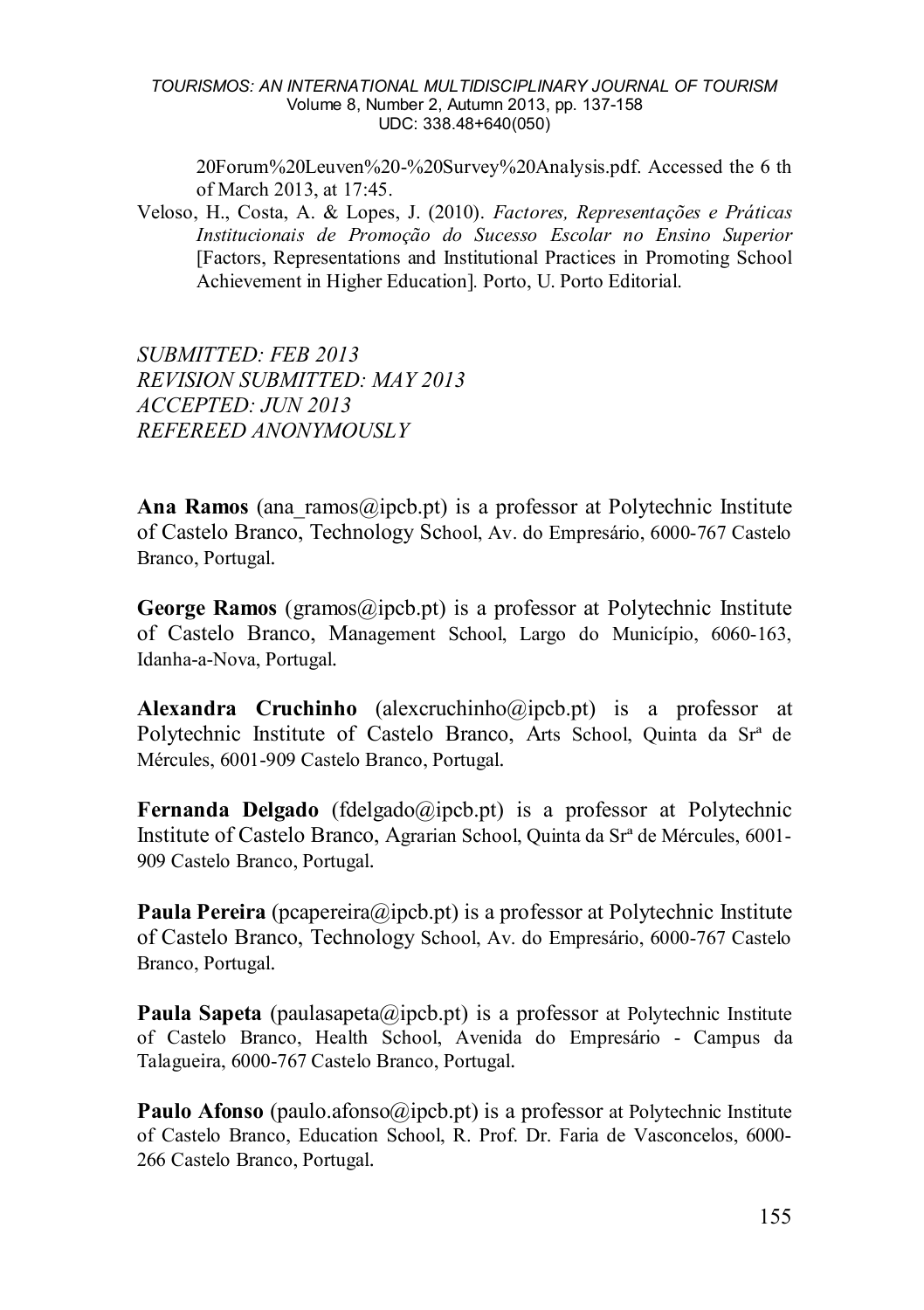20Forum%20Leuven%20-%20Survey%20Analysis.pdf. Accessed the 6 th of March 2013, at 17:45.

Veloso, H., Costa, A. & Lopes, J. (2010). *Factores, Representações e Práticas Institucionais de Promoção do Sucesso Escolar no Ensino Superior* [Factors, Representations and Institutional Practices in Promoting School Achievement in Higher Education]. Porto, U. Porto Editorial.

*SUBMITTED: FEB 2013*
*REVISION SUBMITTED: MAY 2013*
*ACCEPTED: JUN 2013*
*REFEREED ANONYMOUSLY*

**Ana Ramos** (ana_ramos@ipcb.pt) is a professor at Polytechnic Institute of Castelo Branco, Technology School, Av. do Empresário, 6000-767 Castelo Branco, Portugal.

**George Ramos** (gramos@ipcb.pt) is a professor at Polytechnic Institute of Castelo Branco, Management School, Largo do Município, 6060-163, Idanha-a-Nova, Portugal.

**Alexandra Cruchinho** (alexcruchinho@ipcb.pt) is a professor at Polytechnic Institute of Castelo Branco, Arts School, Quinta da Srª de Mércules, 6001-909 Castelo Branco, Portugal.

**Fernanda Delgado** (fdelgado@ipcb.pt) is a professor at Polytechnic Institute of Castelo Branco, Agrarian School, Quinta da Srª de Mércules, 6001-909 Castelo Branco, Portugal.

**Paula Pereira** (pcapereira@ipcb.pt) is a professor at Polytechnic Institute of Castelo Branco, Technology School, Av. do Empresário, 6000-767 Castelo Branco, Portugal.

**Paula Sapeta** (paulasapeta@ipcb.pt) is a professor at Polytechnic Institute of Castelo Branco, Health School, Avenida do Empresário - Campus da Talagueira, 6000-767 Castelo Branco, Portugal.

**Paulo Afonso** (paulo.afonso@ipcb.pt) is a professor at Polytechnic Institute of Castelo Branco, Education School, R. Prof. Dr. Faria de Vasconcelos, 6000-266 Castelo Branco, Portugal.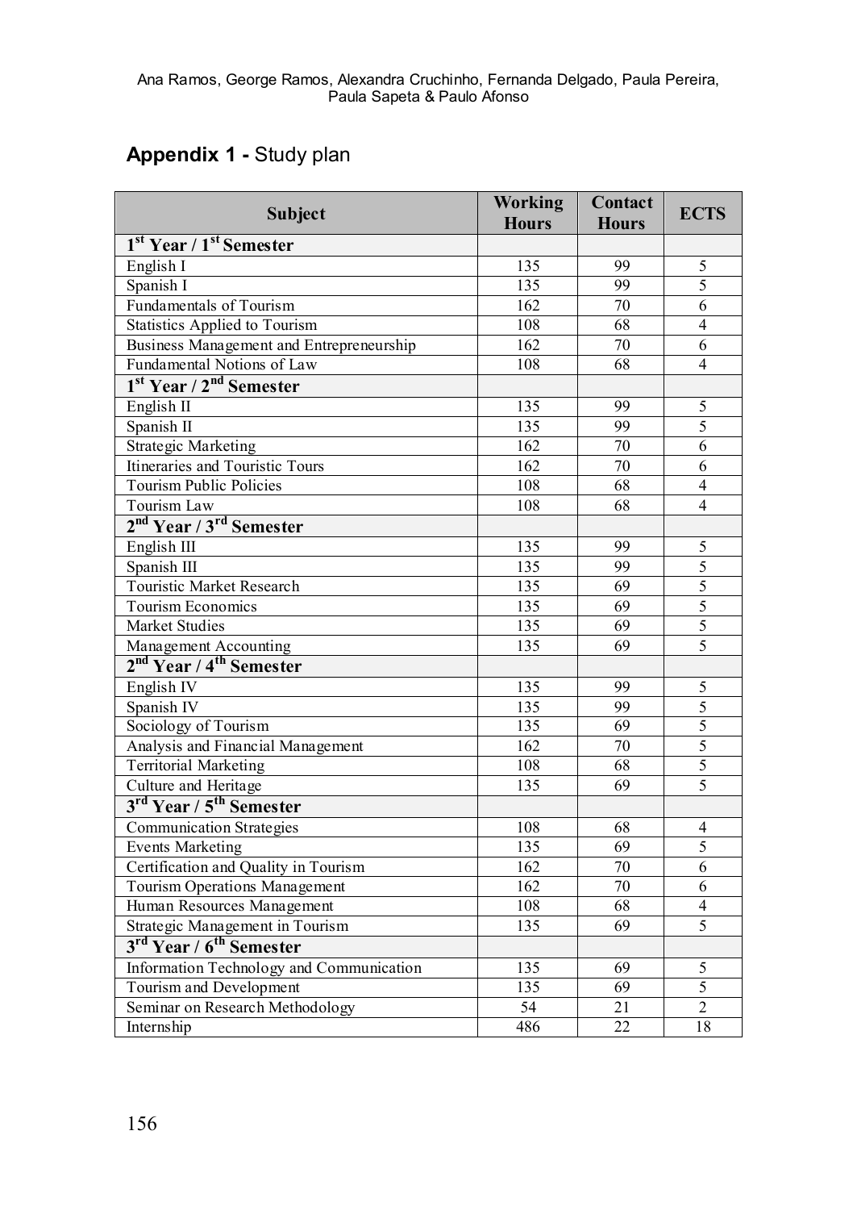## Appendix 1 - Study plan

| Subject | Working Hours | Contact Hours | ECTS |
|---|---|---|---|
| **1st Year / 1st Semester** | | | |
| English I | 135 | 99 | 5 |
| Spanish I | 135 | 99 | 5 |
| Fundamentals of Tourism | 162 | 70 | 6 |
| Statistics Applied to Tourism | 108 | 68 | 4 |
| Business Management and Entrepreneurship | 162 | 70 | 6 |
| Fundamental Notions of Law | 108 | 68 | 4 |
| **1st Year / 2nd Semester** | | | |
| English II | 135 | 99 | 5 |
| Spanish II | 135 | 99 | 5 |
| Strategic Marketing | 162 | 70 | 6 |
| Itineraries and Touristic Tours | 162 | 70 | 6 |
| Tourism Public Policies | 108 | 68 | 4 |
| Tourism Law | 108 | 68 | 4 |
| **2nd Year / 3rd Semester** | | | |
| English III | 135 | 99 | 5 |
| Spanish III | 135 | 99 | 5 |
| Touristic Market Research | 135 | 69 | 5 |
| Tourism Economics | 135 | 69 | 5 |
| Market Studies | 135 | 69 | 5 |
| Management Accounting | 135 | 69 | 5 |
| **2nd Year / 4th Semester** | | | |
| English IV | 135 | 99 | 5 |
| Spanish IV | 135 | 99 | 5 |
| Sociology of Tourism | 135 | 69 | 5 |
| Analysis and Financial Management | 162 | 70 | 5 |
| Territorial Marketing | 108 | 68 | 5 |
| Culture and Heritage | 135 | 69 | 5 |
| **3rd Year / 5th Semester** | | | |
| Communication Strategies | 108 | 68 | 4 |
| Events Marketing | 135 | 69 | 5 |
| Certification and Quality in Tourism | 162 | 70 | 6 |
| Tourism Operations Management | 162 | 70 | 6 |
| Human Resources Management | 108 | 68 | 4 |
| Strategic Management in Tourism | 135 | 69 | 5 |
| **3rd Year / 6th Semester** | | | |
| Information Technology and Communication | 135 | 69 | 5 |
| Tourism and Development | 135 | 69 | 5 |
| Seminar on Research Methodology | 54 | 21 | 2 |
| Internship | 486 | 22 | 18 |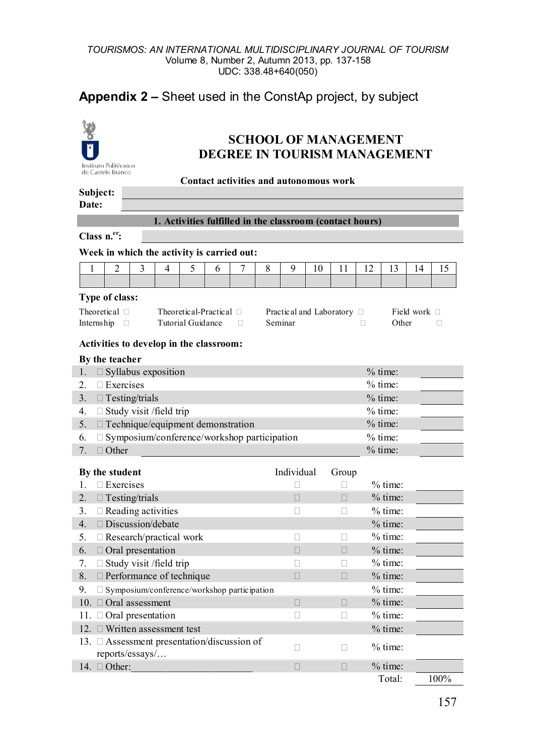## Appendix 2 – Sheet used in the ConstAp project, by subject

Instituto Politécnico de Castelo Branco

### SCHOOL OF MANAGEMENT
### DEGREE IN TOURISM MANAGEMENT

**Contact activities and autonomous work**

**Subject:**
**Date:**

**1. Activities fulfilled in the classroom (contact hours)**

**Class n.[er]:**

**Week in which the activity is carried out:**

| 1 | 2 | 3 | 4 | 5 | 6 | 7 | 8 | 9 | 10 | 11 | 12 | 13 | 14 | 15 |
|---|---|---|---|---|---|---|---|---|---|---|---|---|---|---|
| | | | | | | | | | | | | | | |

**Type of class:**

Theoretical ☐ Theoretical-Practical ☐ Practical and Laboratory ☐ Field work ☐
Internship ☐ Tutorial Guidance ☐ Seminar ☐ Other ☐

**Activities to develop in the classroom:**

**By the teacher**

| | Activity | | |
|---|---|---|---|
| 1. | ☐ Syllabus exposition | % time: | |
| 2. | ☐ Exercises | % time: | |
| 3. | ☐ Testing/trials | % time: | |
| 4. | ☐ Study visit /field trip | % time: | |
| 5. | ☐ Technique/equipment demonstration | % time: | |
| 6. | ☐ Symposium/conference/workshop participation | % time: | |
| 7. | ☐ Other | % time: | |

| **By the student** | Individual | Group | | |
|---|---|---|---|---|
| 1. ☐ Exercises | ☐ | ☐ | % time: | |
| 2. ☐ Testing/trials | ☐ | ☐ | % time: | |
| 3. ☐ Reading activities | ☐ | ☐ | % time: | |
| 4. ☐ Discussion/debate | | | % time: | |
| 5. ☐ Research/practical work | ☐ | ☐ | % time: | |
| 6. ☐ Oral presentation | ☐ | ☐ | % time: | |
| 7. ☐ Study visit /field trip | ☐ | ☐ | % time: | |
| 8. ☐ Performance of technique | ☐ | ☐ | % time: | |
| 9. ☐ Symposium/conference/workshop participation | | | % time: | |
| 10. ☐ Oral assessment | ☐ | ☐ | % time: | |
| 11. ☐ Oral presentation | ☐ | ☐ | % time: | |
| 12. ☐ Written assessment test | | | % time: | |
| 13. ☐ Assessment presentation/discussion of reports/essays/… | ☐ | ☐ | % time: | |
| 14. ☐ Other:________________________ | ☐ | ☐ | % time: | |
| | | | Total: | 100% |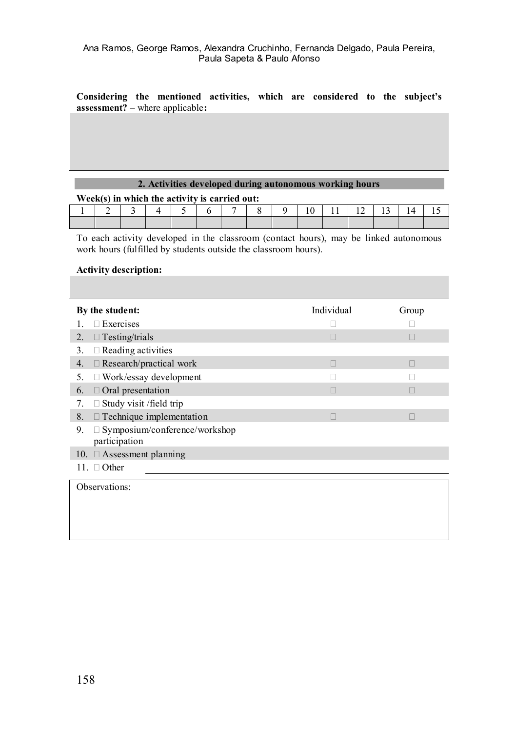**Considering the mentioned activities, which are considered to the subject's assessment?** – where applicable**:**

## 2. Activities developed during autonomous working hours

**Week(s) in which the activity is carried out:**

| 1 | 2 | 3 | 4 | 5 | 6 | 7 | 8 | 9 | 10 | 11 | 12 | 13 | 14 | 15 |
|---|---|---|---|---|---|---|---|---|---|---|---|---|---|---|
| | | | | | | | | | | | | | | |

To each activity developed in the classroom (contact hours), may be linked autonomous work hours (fulfilled by students outside the classroom hours).

**Activity description:**

| **By the student:** | Individual | Group |
|---|---|---|
| 1. □ Exercises | □ | □ |
| 2. □ Testing/trials | □ | □ |
| 3. □ Reading activities | | |
| 4. □ Research/practical work | □ | □ |
| 5. □ Work/essay development | □ | □ |
| 6. □ Oral presentation | □ | □ |
| 7. □ Study visit /field trip | | |
| 8. □ Technique implementation | □ | □ |
| 9. □ Symposium/conference/workshop participation | | |
| 10. □ Assessment planning | | |
| 11. □ Other | | |

Observations: